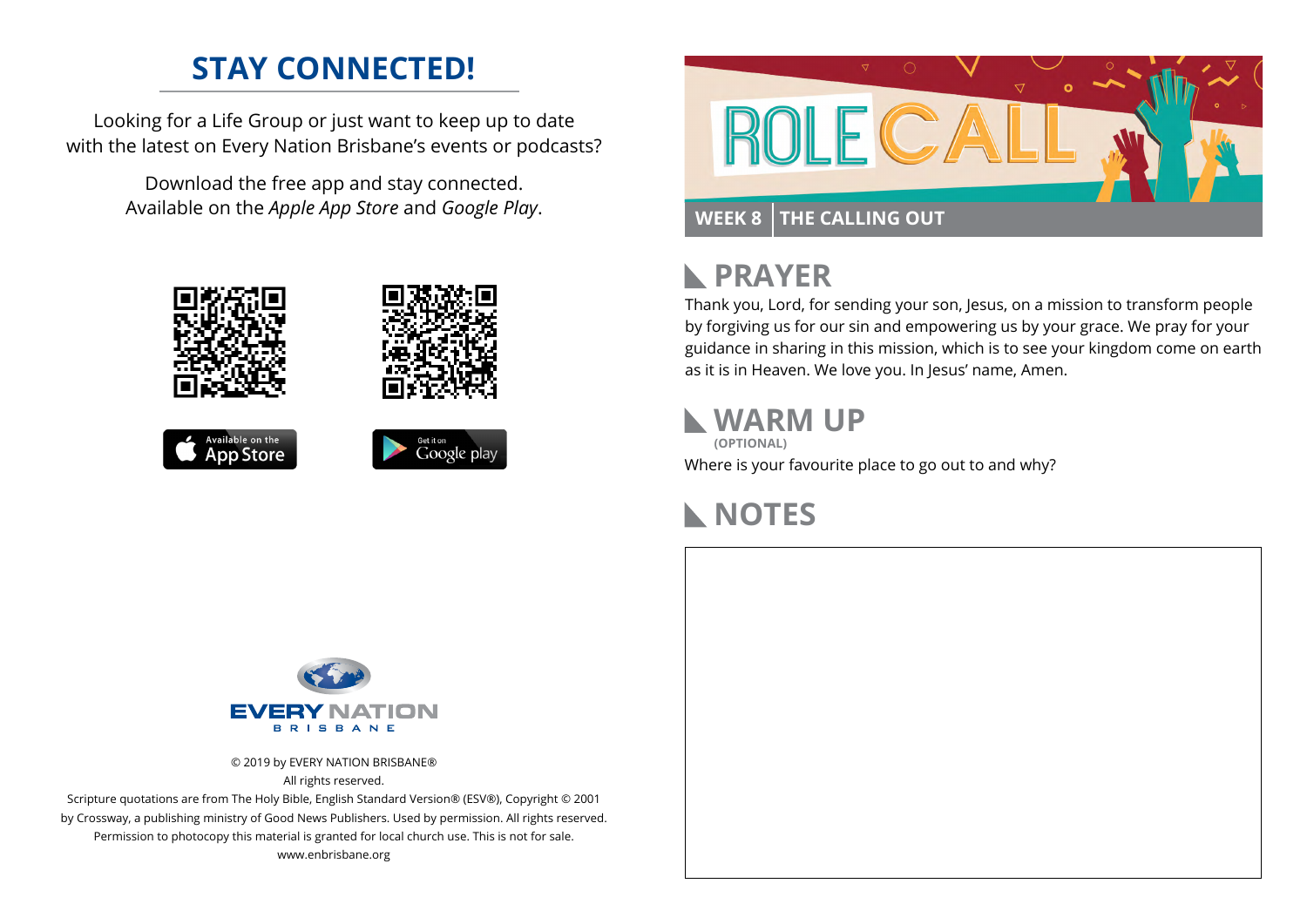## STAY CONNECTED!

Looking for a Life Group or just want to keep up to date with the latest on Every Nation Brisbane's events or podcasts?

Download the free app and stay connected.
Available on the *Apple App Store* and *Google Play*.

Available on the App Store

Get it on Google play

EVERY NATION
BRISBANE

© 2019 by EVERY NATION BRISBANE®
All rights reserved.
Scripture quotations are from The Holy Bible, English Standard Version® (ESV®), Copyright © 2001 by Crossway, a publishing ministry of Good News Publishers. Used by permission. All rights reserved.
Permission to photocopy this material is granted for local church use. This is not for sale.
www.enbrisbane.org

# ROLE CALL

**WEEK 8 | THE CALLING OUT**

## PRAYER

Thank you, Lord, for sending your son, Jesus, on a mission to transform people by forgiving us for our sin and empowering us by your grace. We pray for your guidance in sharing in this mission, which is to see your kingdom come on earth as it is in Heaven. We love you. In Jesus' name, Amen.

## WARM UP

**(OPTIONAL)**

Where is your favourite place to go out to and why?

## NOTES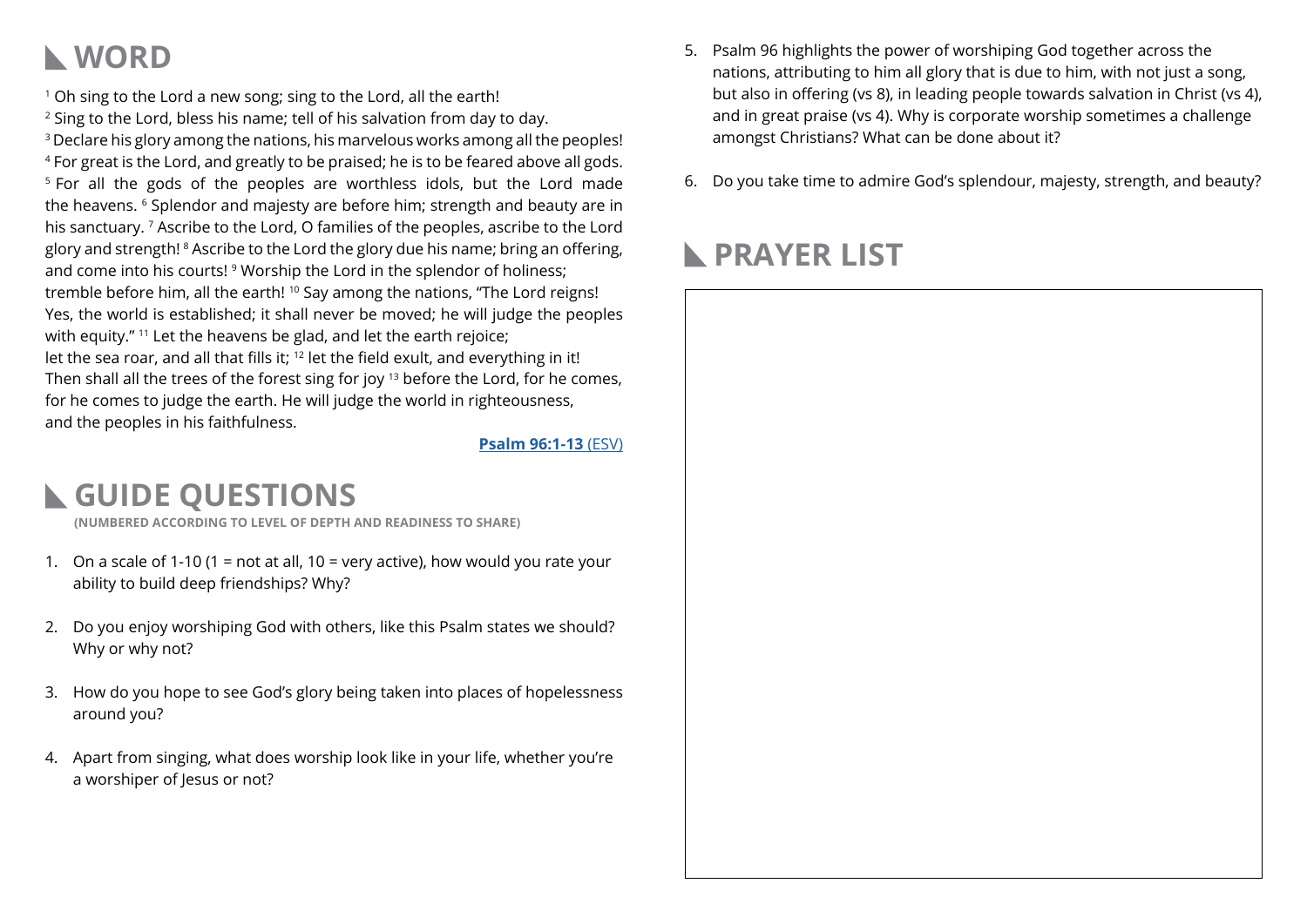## WORD

[1] Oh sing to the Lord a new song; sing to the Lord, all the earth!
[2] Sing to the Lord, bless his name; tell of his salvation from day to day.
[3] Declare his glory among the nations, his marvelous works among all the peoples!
[4] For great is the Lord, and greatly to be praised; he is to be feared above all gods.
[5] For all the gods of the peoples are worthless idols, but the Lord made the heavens. [6] Splendor and majesty are before him; strength and beauty are in his sanctuary. [7] Ascribe to the Lord, O families of the peoples, ascribe to the Lord glory and strength! [8] Ascribe to the Lord the glory due his name; bring an offering, and come into his courts! [9] Worship the Lord in the splendor of holiness;
tremble before him, all the earth! [10] Say among the nations, "The Lord reigns! Yes, the world is established; it shall never be moved; he will judge the peoples with equity." [11] Let the heavens be glad, and let the earth rejoice;
let the sea roar, and all that fills it; [12] let the field exult, and everything in it!
Then shall all the trees of the forest sing for joy [13] before the Lord, for he comes, for he comes to judge the earth. He will judge the world in righteousness, and the peoples in his faithfulness.

**Psalm 96:1-13** (ESV)

## GUIDE QUESTIONS

**(NUMBERED ACCORDING TO LEVEL OF DEPTH AND READINESS TO SHARE)**

1. On a scale of 1-10 (1 = not at all, 10 = very active), how would you rate your ability to build deep friendships? Why?

2. Do you enjoy worshiping God with others, like this Psalm states we should? Why or why not?

3. How do you hope to see God's glory being taken into places of hopelessness around you?

4. Apart from singing, what does worship look like in your life, whether you're a worshiper of Jesus or not?

5. Psalm 96 highlights the power of worshiping God together across the nations, attributing to him all glory that is due to him, with not just a song, but also in offering (vs 8), in leading people towards salvation in Christ (vs 4), and in great praise (vs 4). Why is corporate worship sometimes a challenge amongst Christians? What can be done about it?

6. Do you take time to admire God's splendour, majesty, strength, and beauty?

## PRAYER LIST